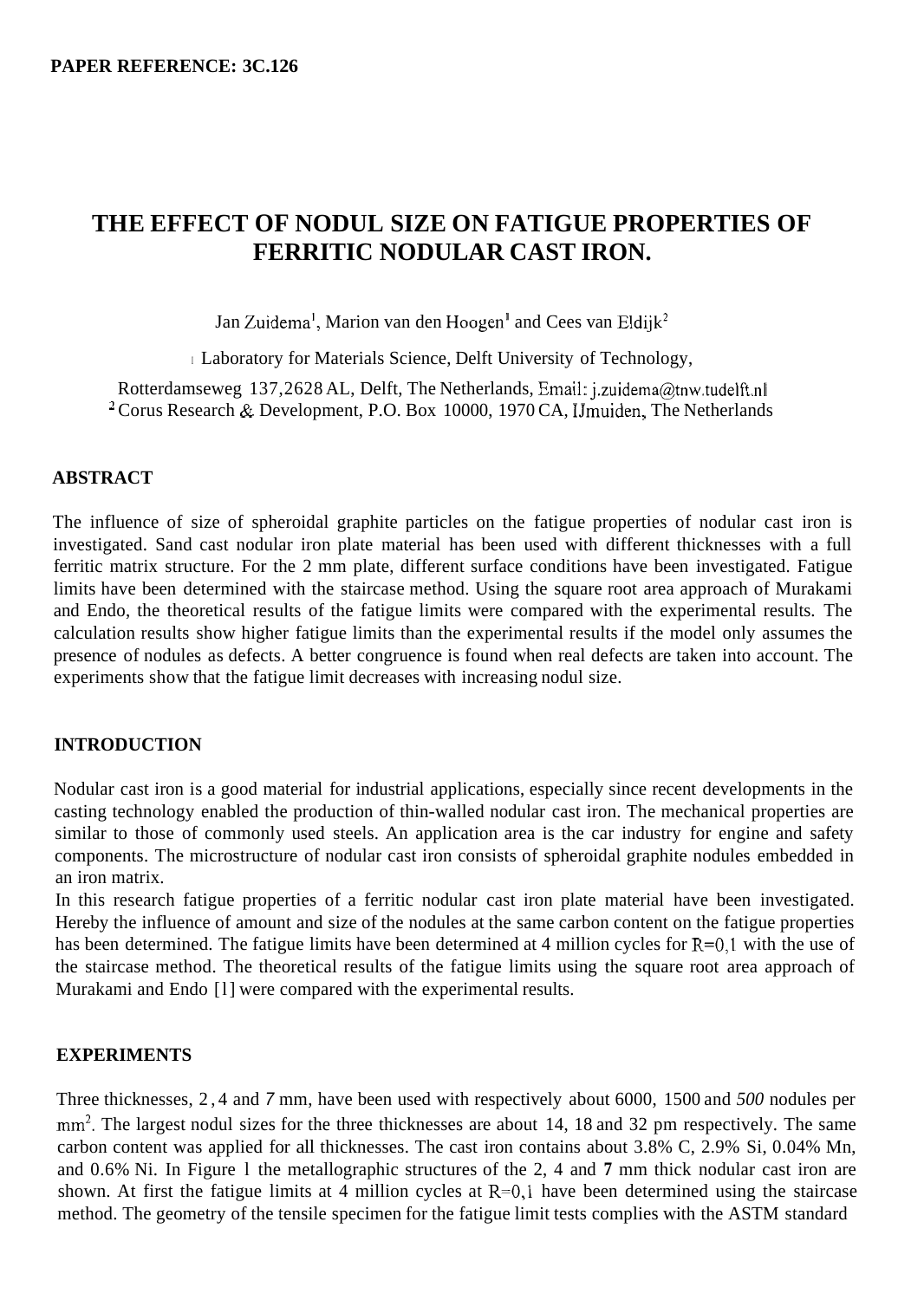PAPER REFERENCE: 3C.126

# THE EFFECT OF NODUL SIZE ON FATIGUE PROPERTIES OF FERRITIC NODULAR CAST IRON.

Jan Zuidema[1], Marion van den Hoogen[1] and Cees van Eldijk[2]

[1] Laboratory for Materials Science, Delft University of Technology, Rotterdamseweg 137,2628 AL, Delft, The Netherlands, Email: j.zuidema@tnw.tudelft.nl
[2] Corus Research & Development, P.O. Box 10000, 1970 CA, IJmuiden, The Netherlands

## ABSTRACT

The influence of size of spheroidal graphite particles on the fatigue properties of nodular cast iron is investigated. Sand cast nodular iron plate material has been used with different thicknesses with a full ferritic matrix structure. For the 2 mm plate, different surface conditions have been investigated. Fatigue limits have been determined with the staircase method. Using the square root area approach of Murakami and Endo, the theoretical results of the fatigue limits were compared with the experimental results. The calculation results show higher fatigue limits than the experimental results if the model only assumes the presence of nodules as defects. A better congruence is found when real defects are taken into account. The experiments show that the fatigue limit decreases with increasing nodul size.

## INTRODUCTION

Nodular cast iron is a good material for industrial applications, especially since recent developments in the casting technology enabled the production of thin-walled nodular cast iron. The mechanical properties are similar to those of commonly used steels. An application area is the car industry for engine and safety components. The microstructure of nodular cast iron consists of spheroidal graphite nodules embedded in an iron matrix.
In this research fatigue properties of a ferritic nodular cast iron plate material have been investigated. Hereby the influence of amount and size of the nodules at the same carbon content on the fatigue properties has been determined. The fatigue limits have been determined at 4 million cycles for $R=0{,}1$ with the use of the staircase method. The theoretical results of the fatigue limits using the square root area approach of Murakami and Endo [1] were compared with the experimental results.

## EXPERIMENTS

Three thicknesses, 2 , 4 and 7 mm, have been used with respectively about 6000, 1500 and 500 nodules per $mm^2$. The largest nodul sizes for the three thicknesses are about 14, 18 and 32 pm respectively. The same carbon content was applied for all thicknesses. The cast iron contains about 3.8% C, 2.9% Si, 0.04% Mn, and 0.6% Ni. In Figure 1 the metallographic structures of the 2, 4 and 7 mm thick nodular cast iron are shown. At first the fatigue limits at 4 million cycles at $R=0{,}1$ have been determined using the staircase method. The geometry of the tensile specimen for the fatigue limit tests complies with the ASTM standard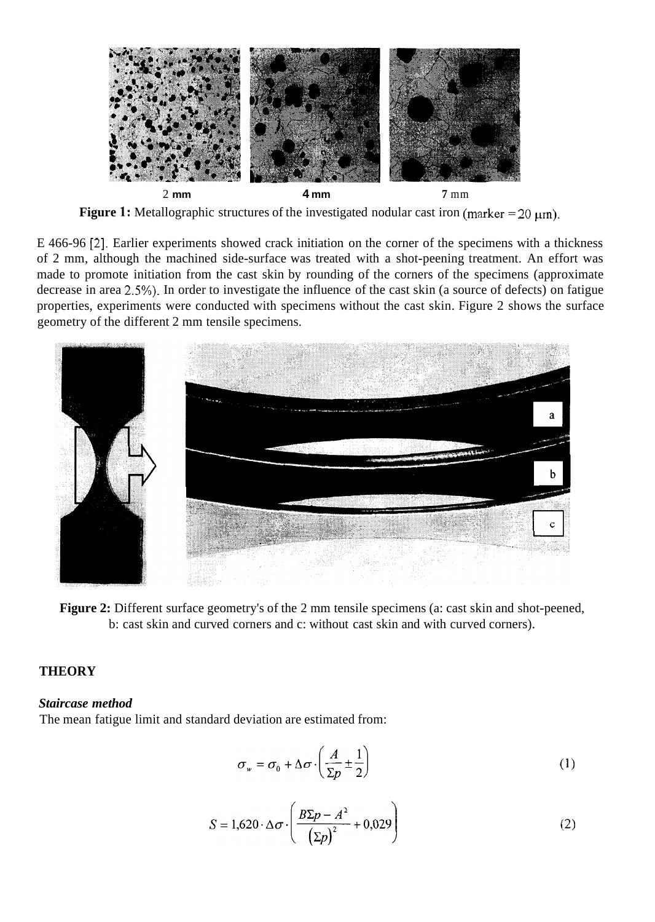2 mm 4 mm 7 mm

**Figure 1:** Metallographic structures of the investigated nodular cast iron (marker = 20 μm).

E 466-96 [2]. Earlier experiments showed crack initiation on the corner of the specimens with a thickness of 2 mm, although the machined side-surface was treated with a shot-peening treatment. An effort was made to promote initiation from the cast skin by rounding of the corners of the specimens (approximate decrease in area 2.5%). In order to investigate the influence of the cast skin (a source of defects) on fatigue properties, experiments were conducted with specimens without the cast skin. Figure 2 shows the surface geometry of the different 2 mm tensile specimens.

**Figure 2:** Different surface geometry's of the 2 mm tensile specimens (a: cast skin and shot-peened, b: cast skin and curved corners and c: without cast skin and with curved corners).

## THEORY

### *Staircase method*

The mean fatigue limit and standard deviation are estimated from:

$$\sigma_w = \sigma_0 + \Delta\sigma \cdot \left( \frac{A}{\Sigma p} \pm \frac{1}{2} \right) \tag{1}$$

$$S = 1{,}620 \cdot \Delta\sigma \cdot \left( \frac{B\Sigma p - A^2}{\left(\Sigma p\right)^2} + 0{,}029 \right) \tag{2}$$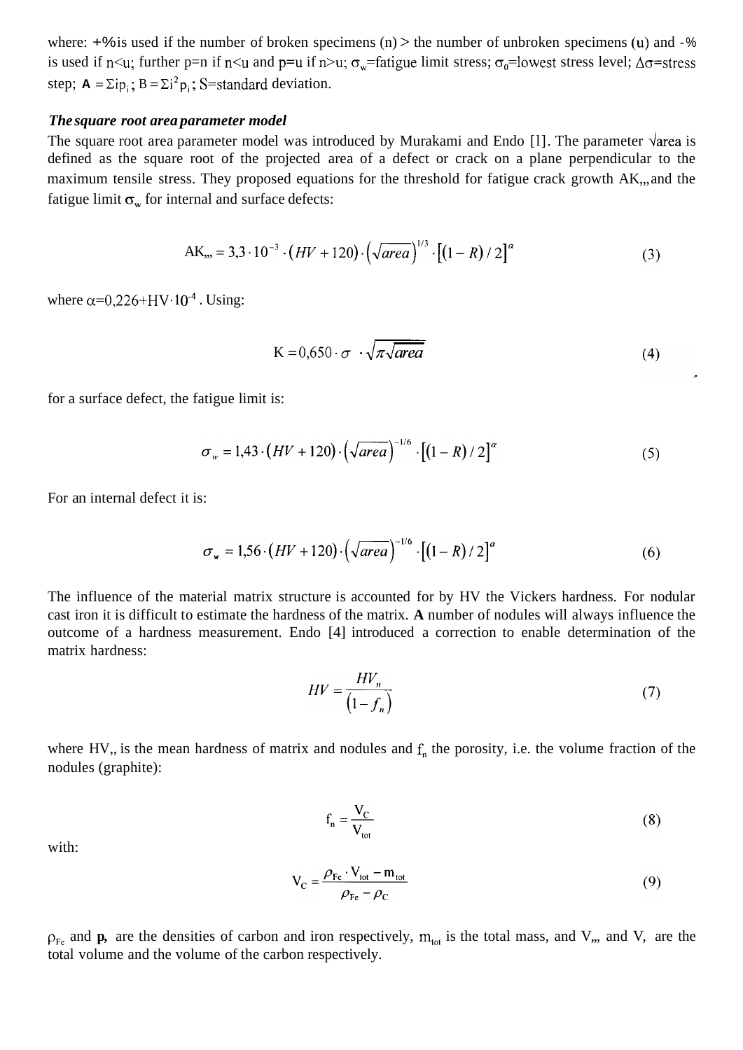where: +% is used if the number of broken specimens (n) > the number of unbroken specimens (u) and -% is used if n<u; further p=n if n<u and p=u if n>u; $\sigma_w$=fatigue limit stress; $\sigma_0$=lowest stress level; $\Delta\sigma$=stress step; $A = \Sigma i p_i$; $B = \Sigma i^2 p_i$; S=standard deviation.

### *The square root area parameter model*

The square root area parameter model was introduced by Murakami and Endo [1]. The parameter $\sqrt{area}$ is defined as the square root of the projected area of a defect or crack on a plane perpendicular to the maximum tensile stress. They proposed equations for the threshold for fatigue crack growth $\Delta K_{th}$ and the fatigue limit $\sigma_w$ for internal and surface defects:

$$\Delta K_{th} = 3{,}3 \cdot 10^{-3} \cdot (HV + 120) \cdot \left(\sqrt{area}\right)^{1/3} \cdot \left[(1 - R)/2\right]^{\alpha} \tag{3}$$

where $\alpha$=0,226+HV·$10^{-4}$ . Using:

$$K = 0{,}650 \cdot \sigma \cdot \sqrt{\pi\sqrt{area}} \tag{4}$$

for a surface defect, the fatigue limit is:

$$\sigma_w = 1{,}43 \cdot (HV + 120) \cdot \left(\sqrt{area}\right)^{-1/6} \cdot \left[(1 - R)/2\right]^{\alpha} \tag{5}$$

For an internal defect it is:

$$\sigma_w = 1{,}56 \cdot (HV + 120) \cdot \left(\sqrt{area}\right)^{-1/6} \cdot \left[(1 - R)/2\right]^{\alpha} \tag{6}$$

The influence of the material matrix structure is accounted for by HV the Vickers hardness. For nodular cast iron it is difficult to estimate the hardness of the matrix. **A** number of nodules will always influence the outcome of a hardness measurement. Endo [4] introduced a correction to enable determination of the matrix hardness:

$$HV = \frac{HV_n}{(1 - f_n)} \tag{7}$$

where $HV_n$ is the mean hardness of matrix and nodules and $f_n$ the porosity, i.e. the volume fraction of the nodules (graphite):

$$f_n = \frac{V_C}{V_{tot}} \tag{8}$$

with:

$$V_C = \frac{\rho_{Fe} \cdot V_{tot} - m_{tot}}{\rho_{Fe} - \rho_C} \tag{9}$$

$\rho_{Fe}$ and $\rho_C$ are the densities of carbon and iron respectively, $m_{tot}$ is the total mass, and $V_{tot}$ and $V_C$ are the total volume and the volume of the carbon respectively.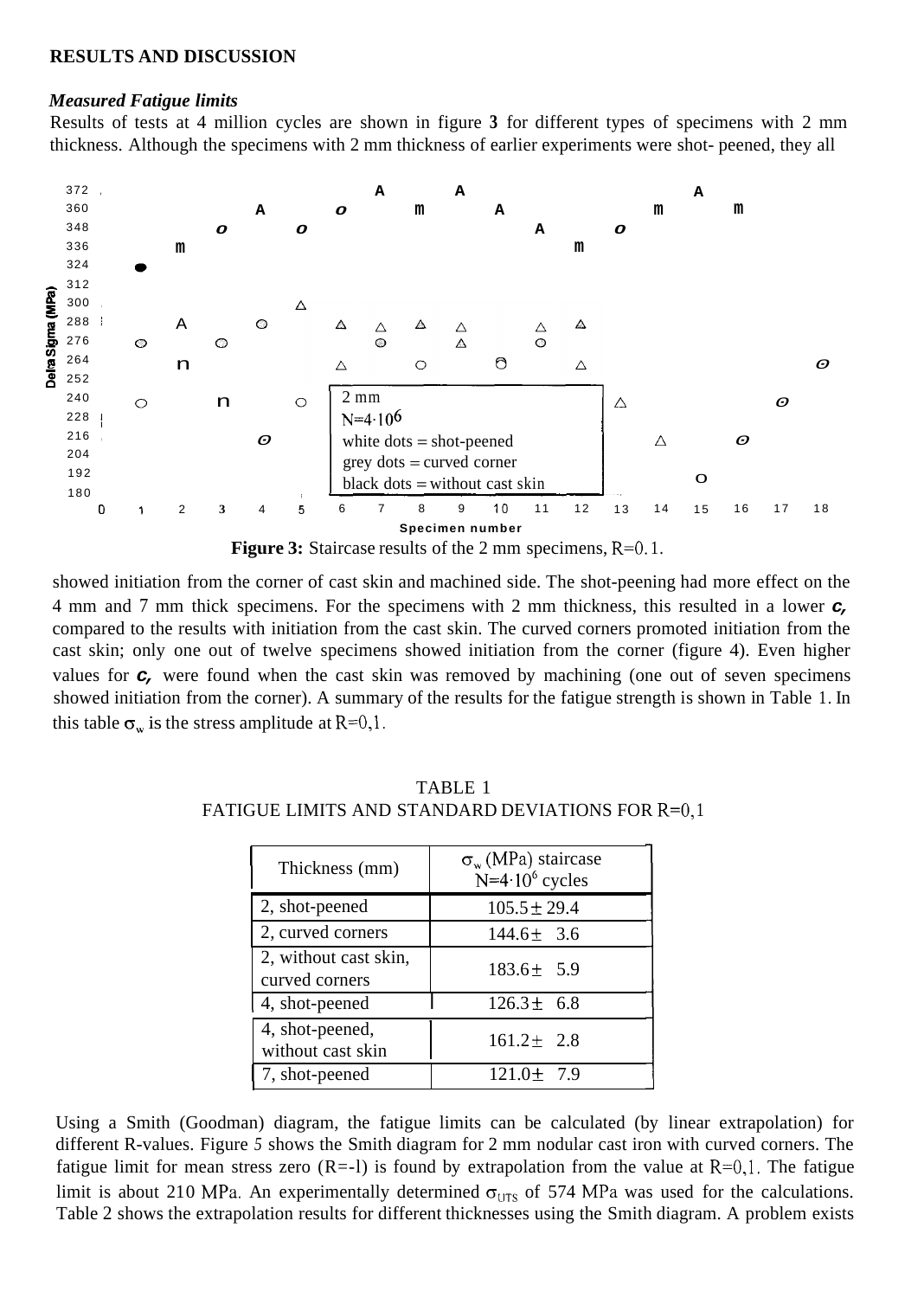## RESULTS AND DISCUSSION

### *Measured Fatigue limits*

Results of tests at 4 million cycles are shown in figure **3** for different types of specimens with 2 mm thickness. Although the specimens with 2 mm thickness of earlier experiments were shot- peened, they all

**Figure 3:** Staircase results of the 2 mm specimens, R=0.1.

showed initiation from the corner of cast skin and machined side. The shot-peening had more effect on the 4 mm and 7 mm thick specimens. For the specimens with 2 mm thickness, this resulted in a lower $\sigma_w$ compared to the results with initiation from the cast skin. The curved corners promoted initiation from the cast skin; only one out of twelve specimens showed initiation from the corner (figure 4). Even higher values for $\sigma_w$ were found when the cast skin was removed by machining (one out of seven specimens showed initiation from the corner). A summary of the results for the fatigue strength is shown in Table 1. In this table $\sigma_w$ is the stress amplitude at R=0,1.

TABLE 1
FATIGUE LIMITS AND STANDARD DEVIATIONS FOR R=0,1

| Thickness (mm) | $\sigma_w$ (MPa) staircase $N=4\cdot10^6$ cycles |
|---|---|
| 2, shot-peened | 105.5 ± 29.4 |
| 2, curved corners | 144.6 ± 3.6 |
| 2, without cast skin, curved corners | 183.6 ± 5.9 |
| 4, shot-peened | 126.3 ± 6.8 |
| 4, shot-peened, without cast skin | 161.2 ± 2.8 |
| 7, shot-peened | 121.0 ± 7.9 |

Using a Smith (Goodman) diagram, the fatigue limits can be calculated (by linear extrapolation) for different R-values. Figure 5 shows the Smith diagram for 2 mm nodular cast iron with curved corners. The fatigue limit for mean stress zero (R=-1) is found by extrapolation from the value at R=0,1. The fatigue limit is about 210 MPa. An experimentally determined $\sigma_{UTS}$ of 574 MPa was used for the calculations. Table 2 shows the extrapolation results for different thicknesses using the Smith diagram. A problem exists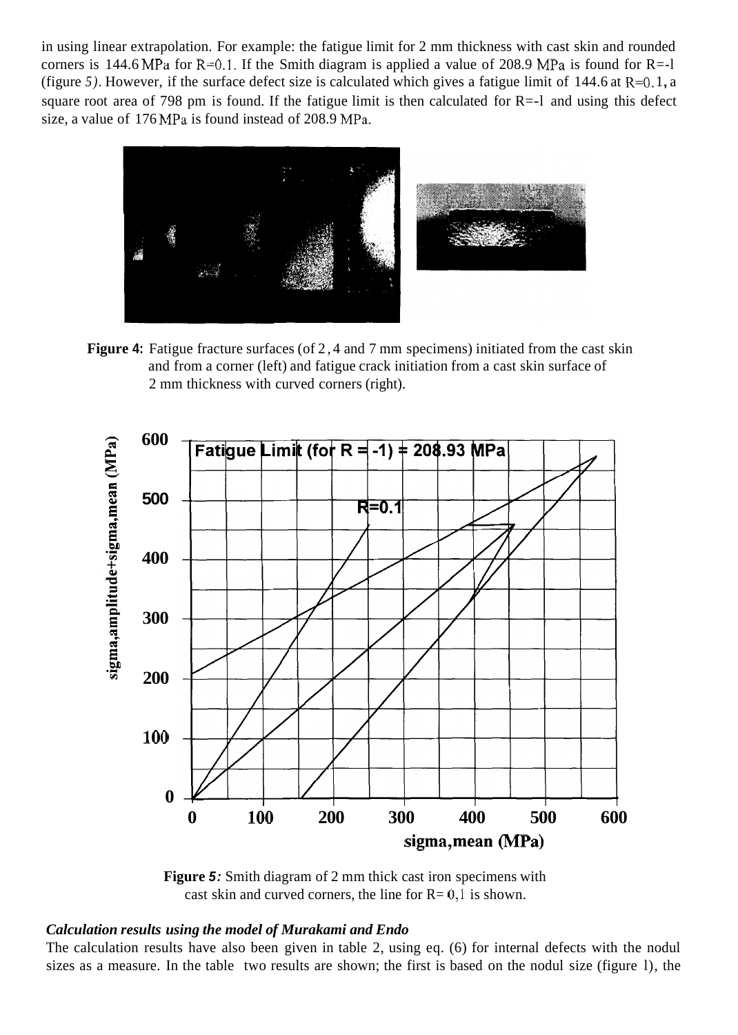in using linear extrapolation. For example: the fatigue limit for 2 mm thickness with cast skin and rounded corners is 144.6 MPa for R=0.1. If the Smith diagram is applied a value of 208.9 MPa is found for R=-1 (figure 5). However, if the surface defect size is calculated which gives a fatigue limit of 144.6 at R=0.1, a square root area of 798 pm is found. If the fatigue limit is then calculated for R=-1 and using this defect size, a value of 176 MPa is found instead of 208.9 MPa.

**Figure 4:** Fatigue fracture surfaces (of 2, 4 and 7 mm specimens) initiated from the cast skin and from a corner (left) and fatigue crack initiation from a cast skin surface of 2 mm thickness with curved corners (right).

**Figure 5:** Smith diagram of 2 mm thick cast iron specimens with cast skin and curved corners, the line for R= 0,1 is shown.

***Calculation results using the model of Murakami and Endo***

The calculation results have also been given in table 2, using eq. (6) for internal defects with the nodul sizes as a measure. In the table two results are shown; the first is based on the nodul size (figure 1), the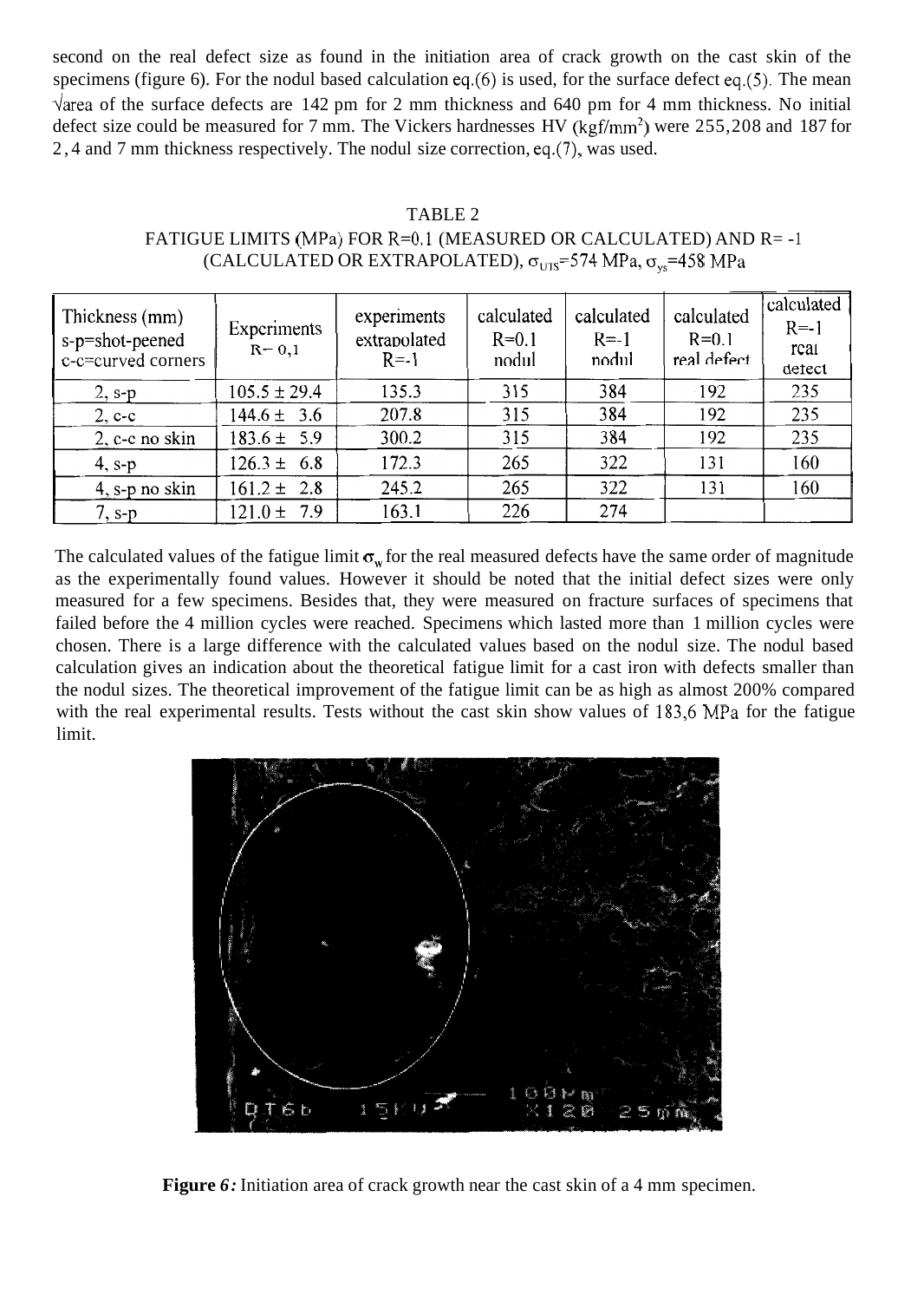second on the real defect size as found in the initiation area of crack growth on the cast skin of the specimens (figure 6). For the nodul based calculation eq.(6) is used, for the surface defect eq.(5). The mean $\sqrt{area}$ of the surface defects are 142 pm for 2 mm thickness and 640 pm for 4 mm thickness. No initial defect size could be measured for 7 mm. The Vickers hardnesses HV (kgf/mm$^2$) were 255,208 and 187 for 2,4 and 7 mm thickness respectively. The nodul size correction, eq.(7), was used.

TABLE 2
FATIGUE LIMITS (MPa) FOR R=0.1 (MEASURED OR CALCULATED) AND R= -1 (CALCULATED OR EXTRAPOLATED), $\sigma_{UTS}$=574 MPa, $\sigma_{ys}$=458 MPa

| Thickness (mm) s-p=shot-peened c-c=curved corners | Experiments R= 0,1 | experiments extrapolated R=-1 | calculated R=0.1 nodul | calculated R=-1 nodul | calculated R=0.1 real defect | calculated R=-1 real defect |
|---|---|---|---|---|---|---|
| 2, s-p | 105.5 ± 29.4 | 135.3 | 315 | 384 | 192 | 235 |
| 2, c-c | 144.6 ± 3.6 | 207.8 | 315 | 384 | 192 | 235 |
| 2, c-c no skin | 183.6 ± 5.9 | 300.2 | 315 | 384 | 192 | 235 |
| 4, s-p | 126.3 ± 6.8 | 172.3 | 265 | 322 | 131 | 160 |
| 4, s-p no skin | 161.2 ± 2.8 | 245.2 | 265 | 322 | 131 | 160 |
| 7, s-p | 121.0 ± 7.9 | 163.1 | 226 | 274 | | |

The calculated values of the fatigue limit $\sigma_w$ for the real measured defects have the same order of magnitude as the experimentally found values. However it should be noted that the initial defect sizes were only measured for a few specimens. Besides that, they were measured on fracture surfaces of specimens that failed before the 4 million cycles were reached. Specimens which lasted more than 1 million cycles were chosen. There is a large difference with the calculated values based on the nodul size. The nodul based calculation gives an indication about the theoretical fatigue limit for a cast iron with defects smaller than the nodul sizes. The theoretical improvement of the fatigue limit can be as high as almost 200% compared with the real experimental results. Tests without the cast skin show values of 183,6 MPa for the fatigue limit.

**Figure 6:** Initiation area of crack growth near the cast skin of a 4 mm specimen.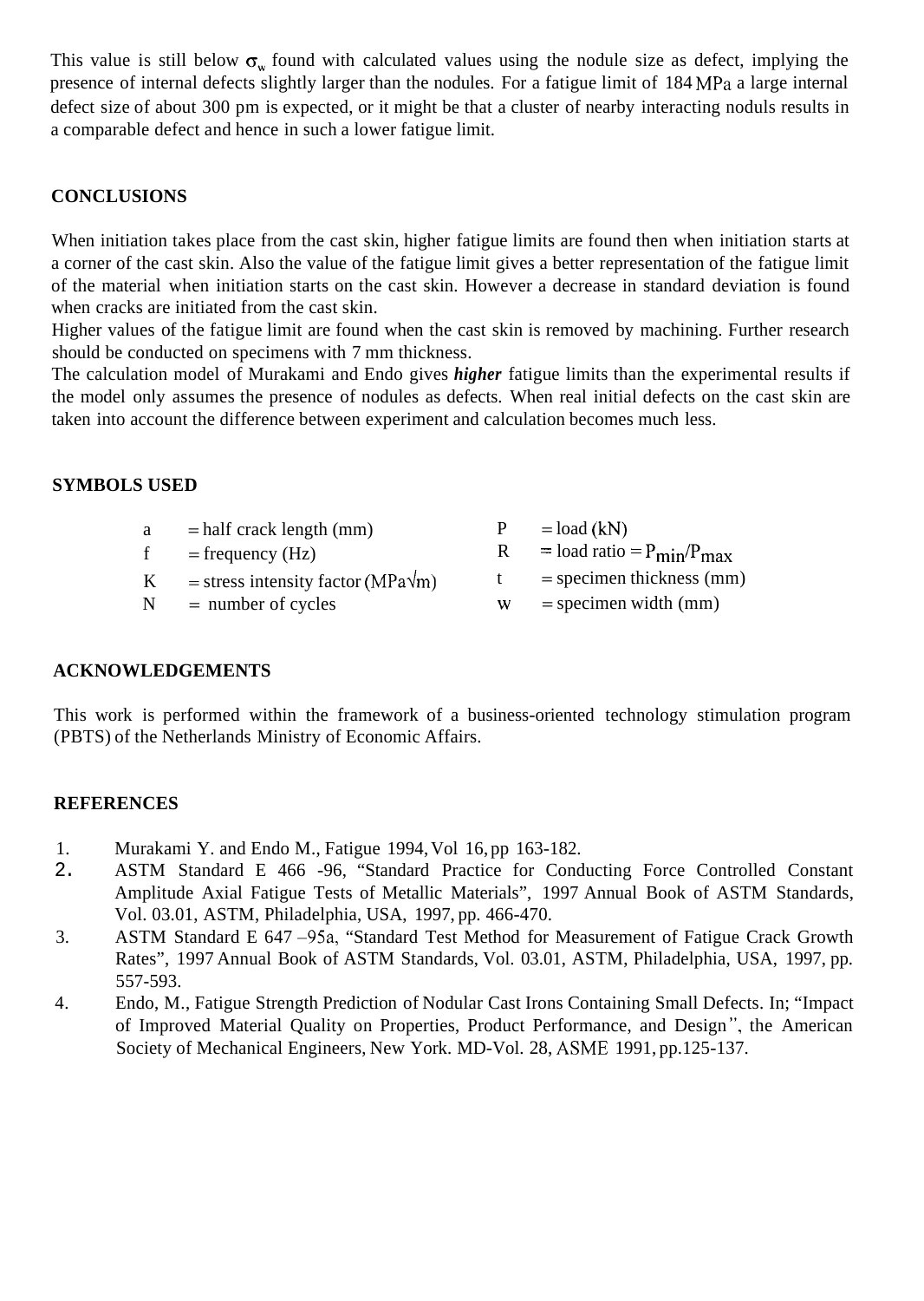This value is still below $\sigma_w$ found with calculated values using the nodule size as defect, implying the presence of internal defects slightly larger than the nodules. For a fatigue limit of 184 MPa a large internal defect size of about 300 pm is expected, or it might be that a cluster of nearby interacting noduls results in a comparable defect and hence in such a lower fatigue limit.

## CONCLUSIONS

When initiation takes place from the cast skin, higher fatigue limits are found then when initiation starts at a corner of the cast skin. Also the value of the fatigue limit gives a better representation of the fatigue limit of the material when initiation starts on the cast skin. However a decrease in standard deviation is found when cracks are initiated from the cast skin.
Higher values of the fatigue limit are found when the cast skin is removed by machining. Further research should be conducted on specimens with 7 mm thickness.
The calculation model of Murakami and Endo gives ***higher*** fatigue limits than the experimental results if the model only assumes the presence of nodules as defects. When real initial defects on the cast skin are taken into account the difference between experiment and calculation becomes much less.

## SYMBOLS USED

| | | | |
|---|---|---|---|
| a | = half crack length (mm) | P | = load (kN) |
| f | = frequency (Hz) | R | = load ratio = $P_{min}/P_{max}$ |
| K | = stress intensity factor ($MPa\sqrt{m}$) | t | = specimen thickness (mm) |
| N | = number of cycles | w | = specimen width (mm) |

## ACKNOWLEDGEMENTS

This work is performed within the framework of a business-oriented technology stimulation program (PBTS) of the Netherlands Ministry of Economic Affairs.

## REFERENCES

1. Murakami Y. and Endo M., Fatigue 1994, Vol 16, pp 163-182.
2. ASTM Standard E 466 -96, “Standard Practice for Conducting Force Controlled Constant Amplitude Axial Fatigue Tests of Metallic Materials”, 1997 Annual Book of ASTM Standards, Vol. 03.01, ASTM, Philadelphia, USA, 1997, pp. 466-470.
3. ASTM Standard E 647 –95a, “Standard Test Method for Measurement of Fatigue Crack Growth Rates”, 1997 Annual Book of ASTM Standards, Vol. 03.01, ASTM, Philadelphia, USA, 1997, pp. 557-593.
4. Endo, M., Fatigue Strength Prediction of Nodular Cast Irons Containing Small Defects. In; “Impact of Improved Material Quality on Properties, Product Performance, and Design”, the American Society of Mechanical Engineers, New York. MD-Vol. 28, ASME 1991, pp.125-137.